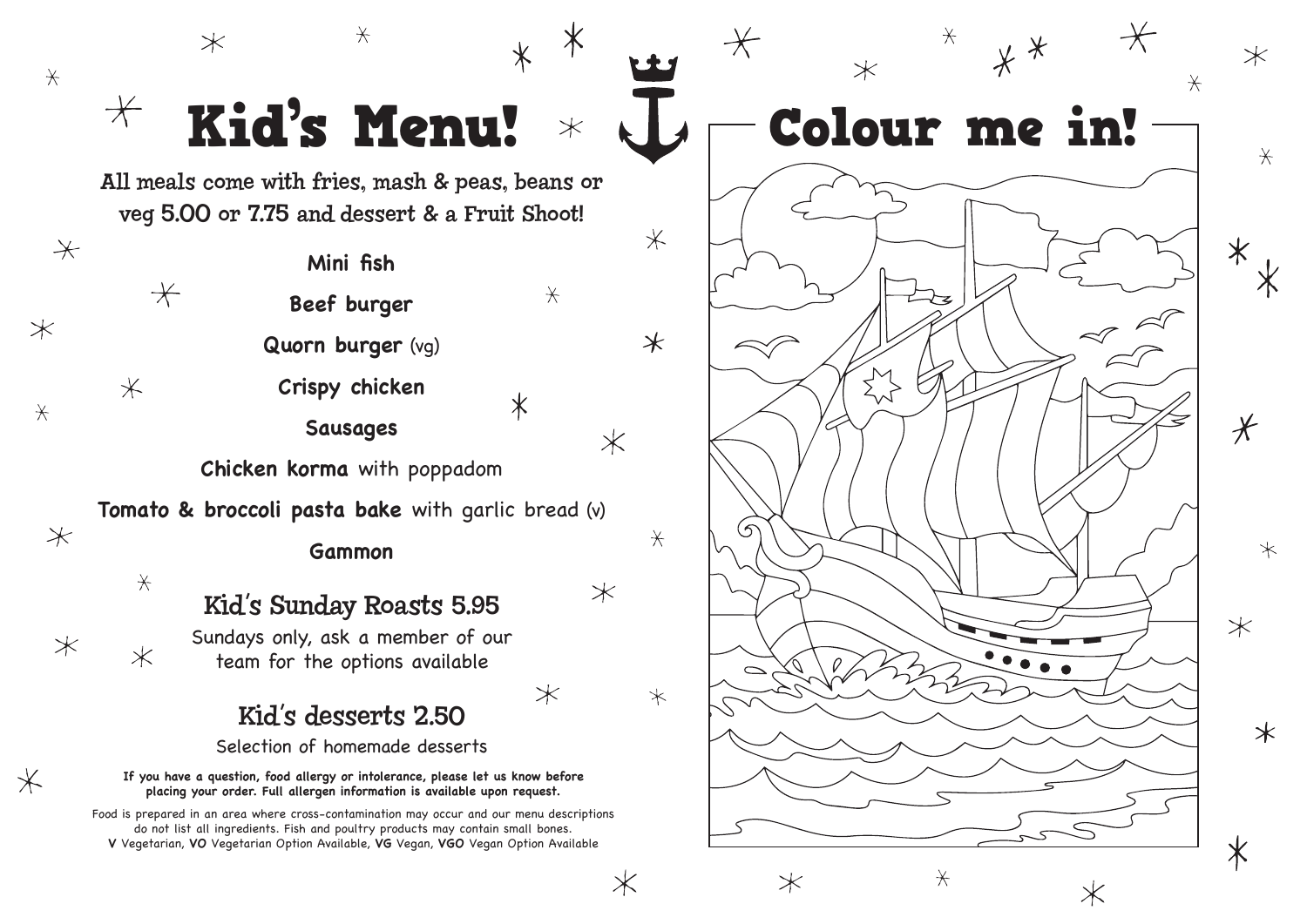# Kid's Menu!

All meals come with fries, mash & peas, beans or veg 5.00 or 7.75 and dessert & a Fruit Shoot!

**Mini fish**

**Beef burger**

**Quorn burger** (vg)

**Crispy chicken**

**Sausages**

**Chicken korma** with poppadom

**Tomato & broccoli pasta bake** with garlic bread (v)

**Gammon**

## Kid's Sunday Roasts 5.95

Sundays only, ask a member of our team for the options available

## Kid's desserts 2.50

Selection of homemade desserts

**If you have a question, food allergy or intolerance, please let us know before placing your order. Full allergen information is available upon request.**

Food is prepared in an area where cross-contamination may occur and our menu descriptions do not list all ingredients. Fish and poultry products may contain small bones.
**V** Vegetarian, **VO** Vegetarian Option Available, **VG** Vegan, **VGO** Vegan Option Available

# Colour me in!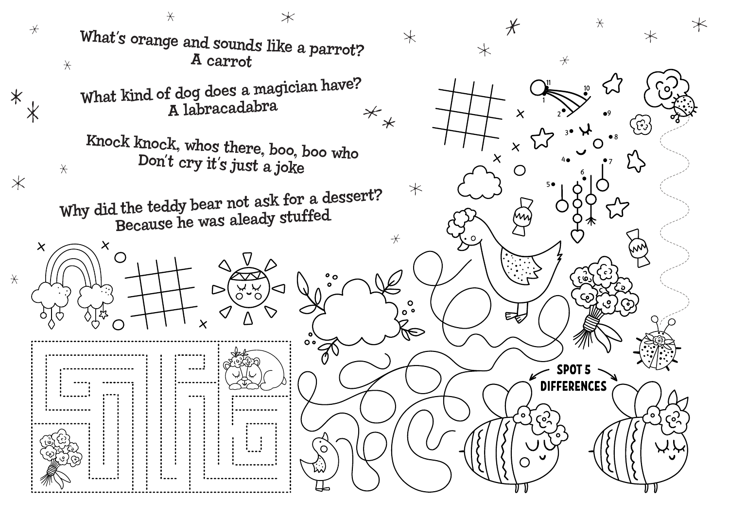What's orange and sounds like a parrot?
A carrot

What kind of dog does a magician have?
A labracadabra

Knock knock, whos there, boo, boo who
Don't cry it's just a joke

Why did the teddy bear not ask for a dessert?
Because he was aleady stuffed

**SPOT 5 DIFFERENCES**